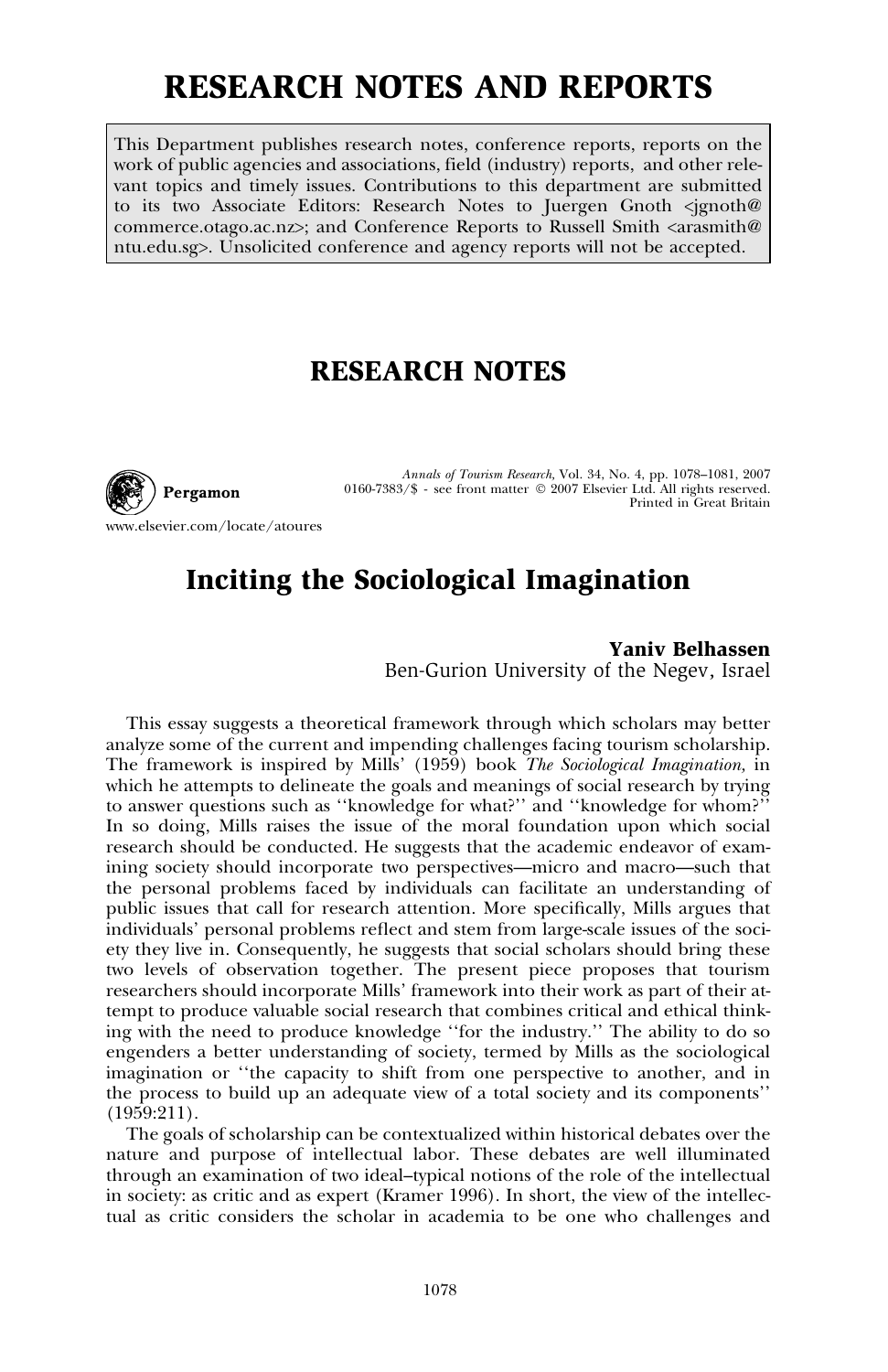# RESEARCH NOTES AND REPORTS

This Department publishes research notes, conference reports, reports on the work of public agencies and associations, field (industry) reports, and other relevant topics and timely issues. Contributions to this department are submitted to its two Associate Editors: Research Notes to Juergen Gnoth <jgnoth@commerce.otago.ac.nz>; and Conference Reports to Russell Smith <arasmith@ntu.edu.sg>. Unsolicited conference and agency reports will not be accepted.

## RESEARCH NOTES

Pergamon

www.elsevier.com/locate/atoures

*Annals of Tourism Research*, Vol. 34, No. 4, pp. 1078–1081, 2007
0160-7383/$ - see front matter © 2007 Elsevier Ltd. All rights reserved.
Printed in Great Britain

# Inciting the Sociological Imagination

**Yaniv Belhassen**
Ben-Gurion University of the Negev, Israel

This essay suggests a theoretical framework through which scholars may better analyze some of the current and impending challenges facing tourism scholarship. The framework is inspired by Mills' (1959) book *The Sociological Imagination,* in which he attempts to delineate the goals and meanings of social research by trying to answer questions such as ''knowledge for what?'' and ''knowledge for whom?'' In so doing, Mills raises the issue of the moral foundation upon which social research should be conducted. He suggests that the academic endeavor of examining society should incorporate two perspectives—micro and macro—such that the personal problems faced by individuals can facilitate an understanding of public issues that call for research attention. More specifically, Mills argues that individuals' personal problems reflect and stem from large-scale issues of the society they live in. Consequently, he suggests that social scholars should bring these two levels of observation together. The present piece proposes that tourism researchers should incorporate Mills' framework into their work as part of their attempt to produce valuable social research that combines critical and ethical thinking with the need to produce knowledge ''for the industry.'' The ability to do so engenders a better understanding of society, termed by Mills as the sociological imagination or ''the capacity to shift from one perspective to another, and in the process to build up an adequate view of a total society and its components'' (1959:211).

The goals of scholarship can be contextualized within historical debates over the nature and purpose of intellectual labor. These debates are well illuminated through an examination of two ideal–typical notions of the role of the intellectual in society: as critic and as expert (Kramer 1996). In short, the view of the intellectual as critic considers the scholar in academia to be one who challenges and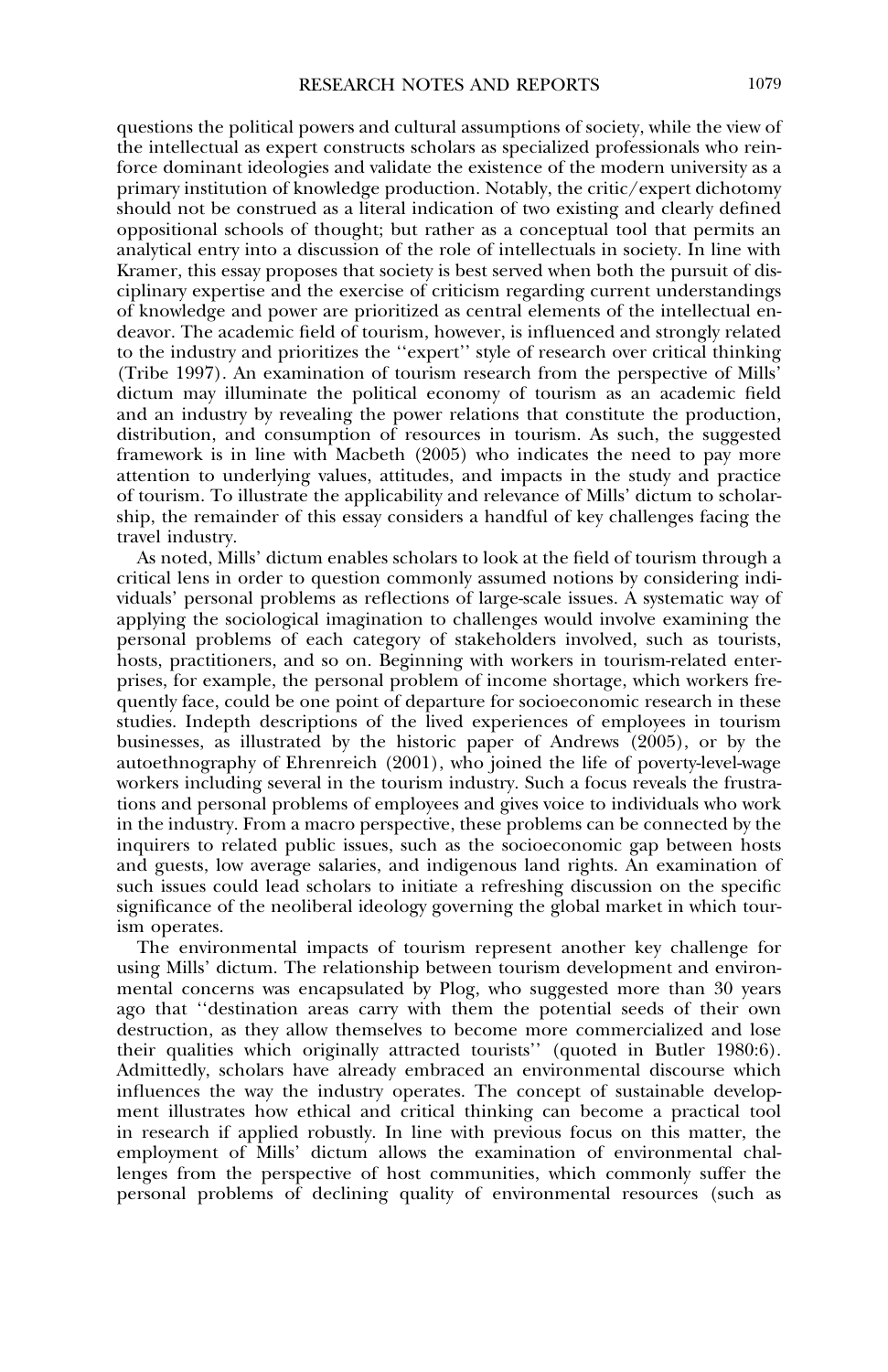questions the political powers and cultural assumptions of society, while the view of the intellectual as expert constructs scholars as specialized professionals who reinforce dominant ideologies and validate the existence of the modern university as a primary institution of knowledge production. Notably, the critic/expert dichotomy should not be construed as a literal indication of two existing and clearly defined oppositional schools of thought; but rather as a conceptual tool that permits an analytical entry into a discussion of the role of intellectuals in society. In line with Kramer, this essay proposes that society is best served when both the pursuit of disciplinary expertise and the exercise of criticism regarding current understandings of knowledge and power are prioritized as central elements of the intellectual endeavor. The academic field of tourism, however, is influenced and strongly related to the industry and prioritizes the ''expert'' style of research over critical thinking (Tribe 1997). An examination of tourism research from the perspective of Mills' dictum may illuminate the political economy of tourism as an academic field and an industry by revealing the power relations that constitute the production, distribution, and consumption of resources in tourism. As such, the suggested framework is in line with Macbeth (2005) who indicates the need to pay more attention to underlying values, attitudes, and impacts in the study and practice of tourism. To illustrate the applicability and relevance of Mills' dictum to scholarship, the remainder of this essay considers a handful of key challenges facing the travel industry.

As noted, Mills' dictum enables scholars to look at the field of tourism through a critical lens in order to question commonly assumed notions by considering individuals' personal problems as reflections of large-scale issues. A systematic way of applying the sociological imagination to challenges would involve examining the personal problems of each category of stakeholders involved, such as tourists, hosts, practitioners, and so on. Beginning with workers in tourism-related enterprises, for example, the personal problem of income shortage, which workers frequently face, could be one point of departure for socioeconomic research in these studies. Indepth descriptions of the lived experiences of employees in tourism businesses, as illustrated by the historic paper of Andrews (2005), or by the autoethnography of Ehrenreich (2001), who joined the life of poverty-level-wage workers including several in the tourism industry. Such a focus reveals the frustrations and personal problems of employees and gives voice to individuals who work in the industry. From a macro perspective, these problems can be connected by the inquirers to related public issues, such as the socioeconomic gap between hosts and guests, low average salaries, and indigenous land rights. An examination of such issues could lead scholars to initiate a refreshing discussion on the specific significance of the neoliberal ideology governing the global market in which tourism operates.

The environmental impacts of tourism represent another key challenge for using Mills' dictum. The relationship between tourism development and environmental concerns was encapsulated by Plog, who suggested more than 30 years ago that ''destination areas carry with them the potential seeds of their own destruction, as they allow themselves to become more commercialized and lose their qualities which originally attracted tourists'' (quoted in Butler 1980:6). Admittedly, scholars have already embraced an environmental discourse which influences the way the industry operates. The concept of sustainable development illustrates how ethical and critical thinking can become a practical tool in research if applied robustly. In line with previous focus on this matter, the employment of Mills' dictum allows the examination of environmental challenges from the perspective of host communities, which commonly suffer the personal problems of declining quality of environmental resources (such as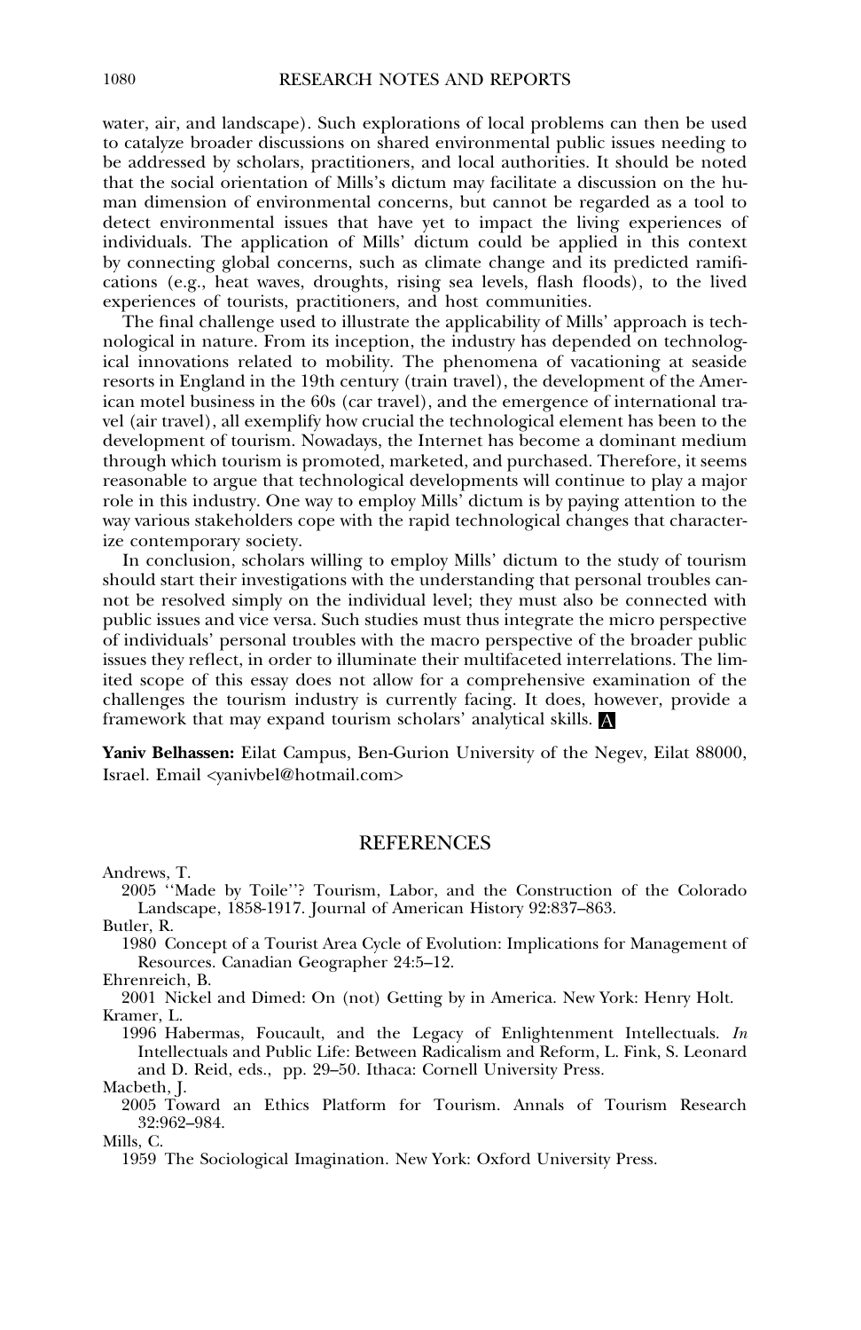water, air, and landscape). Such explorations of local problems can then be used to catalyze broader discussions on shared environmental public issues needing to be addressed by scholars, practitioners, and local authorities. It should be noted that the social orientation of Mills's dictum may facilitate a discussion on the human dimension of environmental concerns, but cannot be regarded as a tool to detect environmental issues that have yet to impact the living experiences of individuals. The application of Mills' dictum could be applied in this context by connecting global concerns, such as climate change and its predicted ramifications (e.g., heat waves, droughts, rising sea levels, flash floods), to the lived experiences of tourists, practitioners, and host communities.

The final challenge used to illustrate the applicability of Mills' approach is technological in nature. From its inception, the industry has depended on technological innovations related to mobility. The phenomena of vacationing at seaside resorts in England in the 19th century (train travel), the development of the American motel business in the 60s (car travel), and the emergence of international travel (air travel), all exemplify how crucial the technological element has been to the development of tourism. Nowadays, the Internet has become a dominant medium through which tourism is promoted, marketed, and purchased. Therefore, it seems reasonable to argue that technological developments will continue to play a major role in this industry. One way to employ Mills' dictum is by paying attention to the way various stakeholders cope with the rapid technological changes that characterize contemporary society.

In conclusion, scholars willing to employ Mills' dictum to the study of tourism should start their investigations with the understanding that personal troubles cannot be resolved simply on the individual level; they must also be connected with public issues and vice versa. Such studies must thus integrate the micro perspective of individuals' personal troubles with the macro perspective of the broader public issues they reflect, in order to illuminate their multifaceted interrelations. The limited scope of this essay does not allow for a comprehensive examination of the challenges the tourism industry is currently facing. It does, however, provide a framework that may expand tourism scholars' analytical skills. A

**Yaniv Belhassen:** Eilat Campus, Ben-Gurion University of the Negev, Eilat 88000, Israel. Email <yanivbel@hotmail.com>

## REFERENCES

Andrews, T.
2005 ''Made by Toile''? Tourism, Labor, and the Construction of the Colorado Landscape, 1858-1917. Journal of American History 92:837–863.

Butler, R.
1980 Concept of a Tourist Area Cycle of Evolution: Implications for Management of Resources. Canadian Geographer 24:5–12.

Ehrenreich, B.
2001 Nickel and Dimed: On (not) Getting by in America. New York: Henry Holt.

Kramer, L.
1996 Habermas, Foucault, and the Legacy of Enlightenment Intellectuals. *In* Intellectuals and Public Life: Between Radicalism and Reform, L. Fink, S. Leonard and D. Reid, eds., pp. 29–50. Ithaca: Cornell University Press.

Macbeth, J.
2005 Toward an Ethics Platform for Tourism. Annals of Tourism Research 32:962–984.

Mills, C.
1959 The Sociological Imagination. New York: Oxford University Press.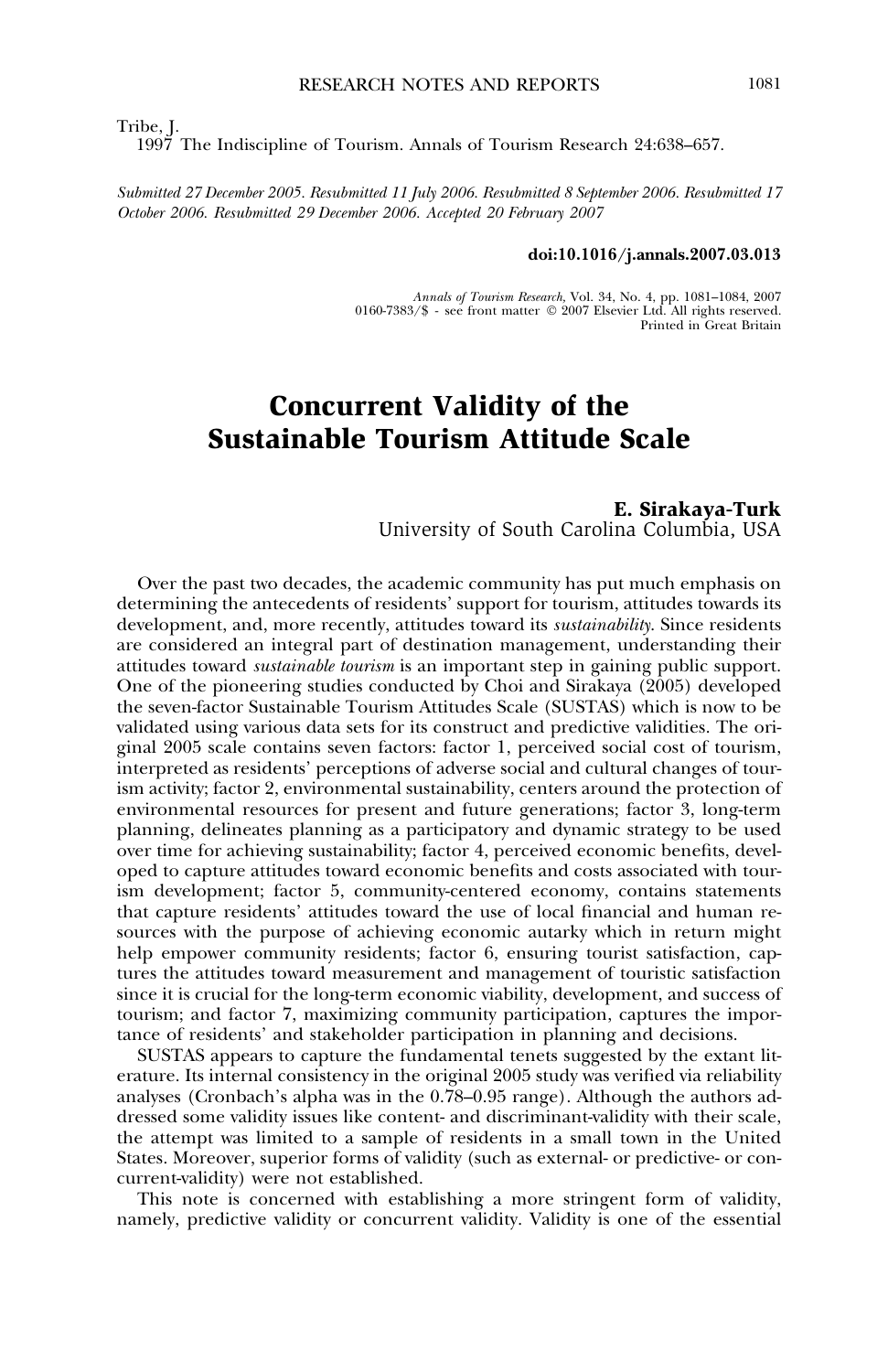Tribe, J.
1997 The Indiscipline of Tourism. Annals of Tourism Research 24:638–657.

*Submitted 27 December 2005. Resubmitted 11 July 2006. Resubmitted 8 September 2006. Resubmitted 17 October 2006. Resubmitted 29 December 2006. Accepted 20 February 2007*

**doi:10.1016/j.annals.2007.03.013**

# Concurrent Validity of the Sustainable Tourism Attitude Scale

**E. Sirakaya-Turk**
University of South Carolina Columbia, USA

Over the past two decades, the academic community has put much emphasis on determining the antecedents of residents' support for tourism, attitudes towards its development, and, more recently, attitudes toward its *sustainability*. Since residents are considered an integral part of destination management, understanding their attitudes toward *sustainable tourism* is an important step in gaining public support. One of the pioneering studies conducted by Choi and Sirakaya (2005) developed the seven-factor Sustainable Tourism Attitudes Scale (SUSTAS) which is now to be validated using various data sets for its construct and predictive validities. The original 2005 scale contains seven factors: factor 1, perceived social cost of tourism, interpreted as residents' perceptions of adverse social and cultural changes of tourism activity; factor 2, environmental sustainability, centers around the protection of environmental resources for present and future generations; factor 3, long-term planning, delineates planning as a participatory and dynamic strategy to be used over time for achieving sustainability; factor 4, perceived economic benefits, developed to capture attitudes toward economic benefits and costs associated with tourism development; factor 5, community-centered economy, contains statements that capture residents' attitudes toward the use of local financial and human resources with the purpose of achieving economic autarky which in return might help empower community residents; factor 6, ensuring tourist satisfaction, captures the attitudes toward measurement and management of touristic satisfaction since it is crucial for the long-term economic viability, development, and success of tourism; and factor 7, maximizing community participation, captures the importance of residents' and stakeholder participation in planning and decisions.

SUSTAS appears to capture the fundamental tenets suggested by the extant literature. Its internal consistency in the original 2005 study was verified via reliability analyses (Cronbach's alpha was in the 0.78–0.95 range). Although the authors addressed some validity issues like content- and discriminant-validity with their scale, the attempt was limited to a sample of residents in a small town in the United States. Moreover, superior forms of validity (such as external- or predictive- or concurrent-validity) were not established.

This note is concerned with establishing a more stringent form of validity, namely, predictive validity or concurrent validity. Validity is one of the essential